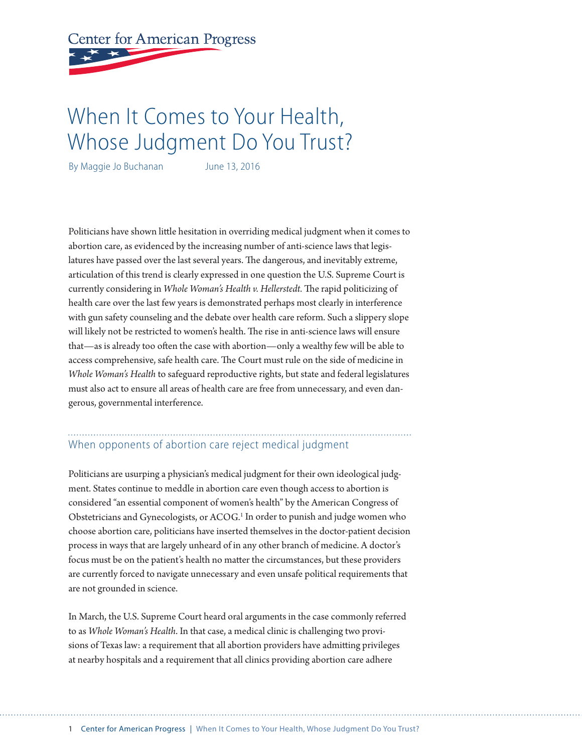Center for American Progress

# When It Comes to Your Health, Whose Judgment Do You Trust?

By Maggie Jo Buchanan June 13, 2016

Politicians have shown little hesitation in overriding medical judgment when it comes to abortion care, as evidenced by the increasing number of anti-science laws that legislatures have passed over the last several years. The dangerous, and inevitably extreme, articulation of this trend is clearly expressed in one question the U.S. Supreme Court is currently considering in *Whole Woman's Health v. Hellerstedt*. The rapid politicizing of health care over the last few years is demonstrated perhaps most clearly in interference with gun safety counseling and the debate over health care reform. Such a slippery slope will likely not be restricted to women's health. The rise in anti-science laws will ensure that—as is already too often the case with abortion—only a wealthy few will be able to access comprehensive, safe health care. The Court must rule on the side of medicine in *Whole Woman's Health* to safeguard reproductive rights, but state and federal legislatures must also act to ensure all areas of health care are free from unnecessary, and even dangerous, governmental interference.

## When opponents of abortion care reject medical judgment

Politicians are usurping a physician's medical judgment for their own ideological judgment. States continue to meddle in abortion care even though access to abortion is considered "an essential component of women's health" by the American Congress of Obstetricians and Gynecologists, or ACOG.[1] In order to punish and judge women who choose abortion care, politicians have inserted themselves in the doctor-patient decision process in ways that are largely unheard of in any other branch of medicine. A doctor's focus must be on the patient's health no matter the circumstances, but these providers are currently forced to navigate unnecessary and even unsafe political requirements that are not grounded in science.

In March, the U.S. Supreme Court heard oral arguments in the case commonly referred to as *Whole Woman's Health*. In that case, a medical clinic is challenging two provisions of Texas law: a requirement that all abortion providers have admitting privileges at nearby hospitals and a requirement that all clinics providing abortion care adhere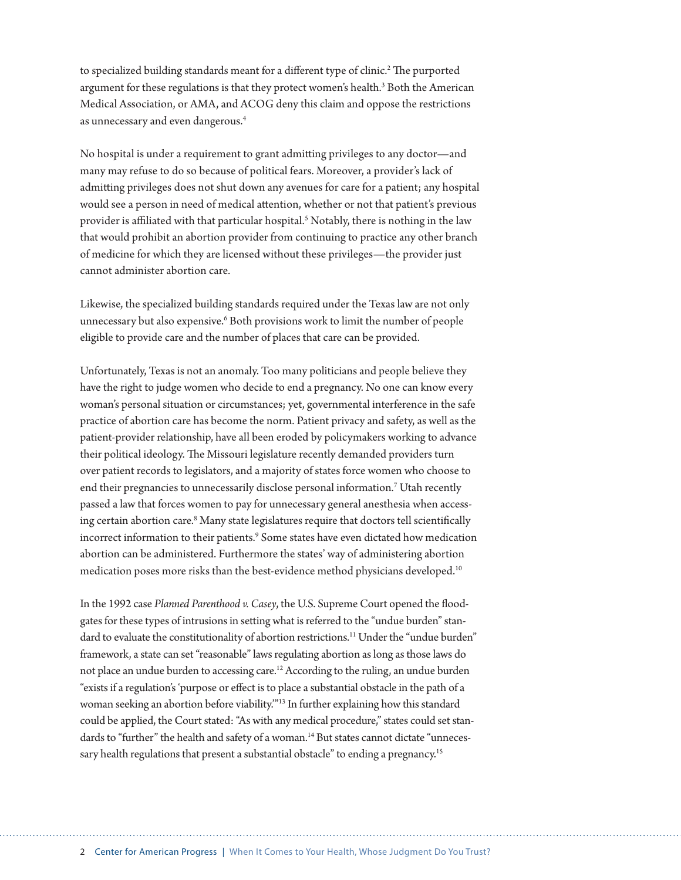to specialized building standards meant for a different type of clinic.[2] The purported argument for these regulations is that they protect women's health.[3] Both the American Medical Association, or AMA, and ACOG deny this claim and oppose the restrictions as unnecessary and even dangerous.[4]

No hospital is under a requirement to grant admitting privileges to any doctor—and many may refuse to do so because of political fears. Moreover, a provider's lack of admitting privileges does not shut down any avenues for care for a patient; any hospital would see a person in need of medical attention, whether or not that patient's previous provider is affiliated with that particular hospital.[5] Notably, there is nothing in the law that would prohibit an abortion provider from continuing to practice any other branch of medicine for which they are licensed without these privileges—the provider just cannot administer abortion care.

Likewise, the specialized building standards required under the Texas law are not only unnecessary but also expensive.[6] Both provisions work to limit the number of people eligible to provide care and the number of places that care can be provided.

Unfortunately, Texas is not an anomaly. Too many politicians and people believe they have the right to judge women who decide to end a pregnancy. No one can know every woman's personal situation or circumstances; yet, governmental interference in the safe practice of abortion care has become the norm. Patient privacy and safety, as well as the patient-provider relationship, have all been eroded by policymakers working to advance their political ideology. The Missouri legislature recently demanded providers turn over patient records to legislators, and a majority of states force women who choose to end their pregnancies to unnecessarily disclose personal information.[7] Utah recently passed a law that forces women to pay for unnecessary general anesthesia when accessing certain abortion care.[8] Many state legislatures require that doctors tell scientifically incorrect information to their patients.[9] Some states have even dictated how medication abortion can be administered. Furthermore the states' way of administering abortion medication poses more risks than the best-evidence method physicians developed.[10]

In the 1992 case *Planned Parenthood v. Casey*, the U.S. Supreme Court opened the floodgates for these types of intrusions in setting what is referred to the "undue burden" standard to evaluate the constitutionality of abortion restrictions.[11] Under the "undue burden" framework, a state can set "reasonable" laws regulating abortion as long as those laws do not place an undue burden to accessing care.[12] According to the ruling, an undue burden "exists if a regulation's 'purpose or effect is to place a substantial obstacle in the path of a woman seeking an abortion before viability.'"[13] In further explaining how this standard could be applied, the Court stated: "As with any medical procedure," states could set standards to "further" the health and safety of a woman.[14] But states cannot dictate "unnecessary health regulations that present a substantial obstacle" to ending a pregnancy.[15]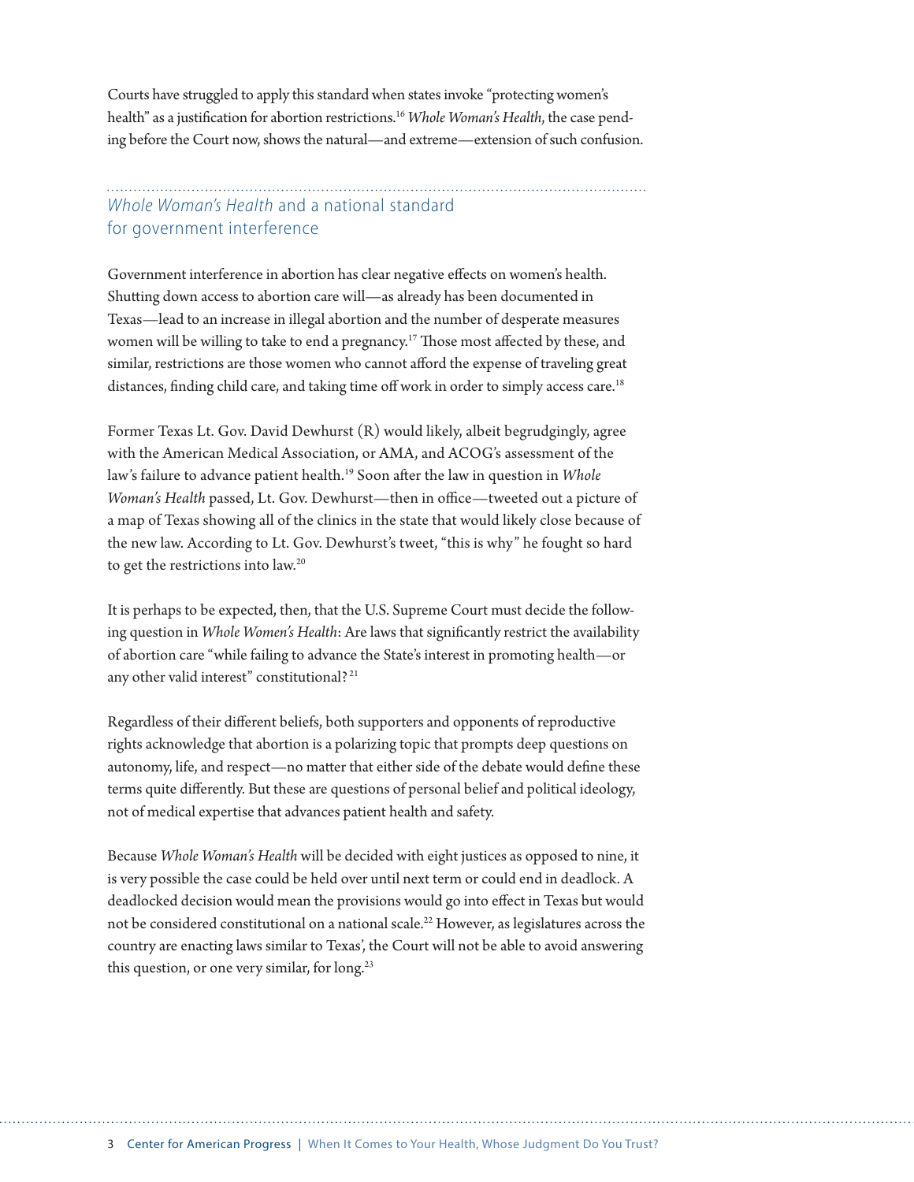Courts have struggled to apply this standard when states invoke "protecting women's health" as a justification for abortion restrictions.[16] *Whole Woman's Health*, the case pending before the Court now, shows the natural—and extreme—extension of such confusion.

## *Whole Woman's Health* and a national standard for government interference

Government interference in abortion has clear negative effects on women's health. Shutting down access to abortion care will—as already has been documented in Texas—lead to an increase in illegal abortion and the number of desperate measures women will be willing to take to end a pregnancy.[17] Those most affected by these, and similar, restrictions are those women who cannot afford the expense of traveling great distances, finding child care, and taking time off work in order to simply access care.[18]

Former Texas Lt. Gov. David Dewhurst (R) would likely, albeit begrudgingly, agree with the American Medical Association, or AMA, and ACOG's assessment of the law's failure to advance patient health.[19] Soon after the law in question in *Whole Woman's Health* passed, Lt. Gov. Dewhurst—then in office—tweeted out a picture of a map of Texas showing all of the clinics in the state that would likely close because of the new law. According to Lt. Gov. Dewhurst's tweet, "this is why" he fought so hard to get the restrictions into law.[20]

It is perhaps to be expected, then, that the U.S. Supreme Court must decide the following question in *Whole Women's Health*: Are laws that significantly restrict the availability of abortion care "while failing to advance the State's interest in promoting health—or any other valid interest" constitutional?[21]

Regardless of their different beliefs, both supporters and opponents of reproductive rights acknowledge that abortion is a polarizing topic that prompts deep questions on autonomy, life, and respect—no matter that either side of the debate would define these terms quite differently. But these are questions of personal belief and political ideology, not of medical expertise that advances patient health and safety.

Because *Whole Woman's Health* will be decided with eight justices as opposed to nine, it is very possible the case could be held over until next term or could end in deadlock. A deadlocked decision would mean the provisions would go into effect in Texas but would not be considered constitutional on a national scale.[22] However, as legislatures across the country are enacting laws similar to Texas', the Court will not be able to avoid answering this question, or one very similar, for long.[23]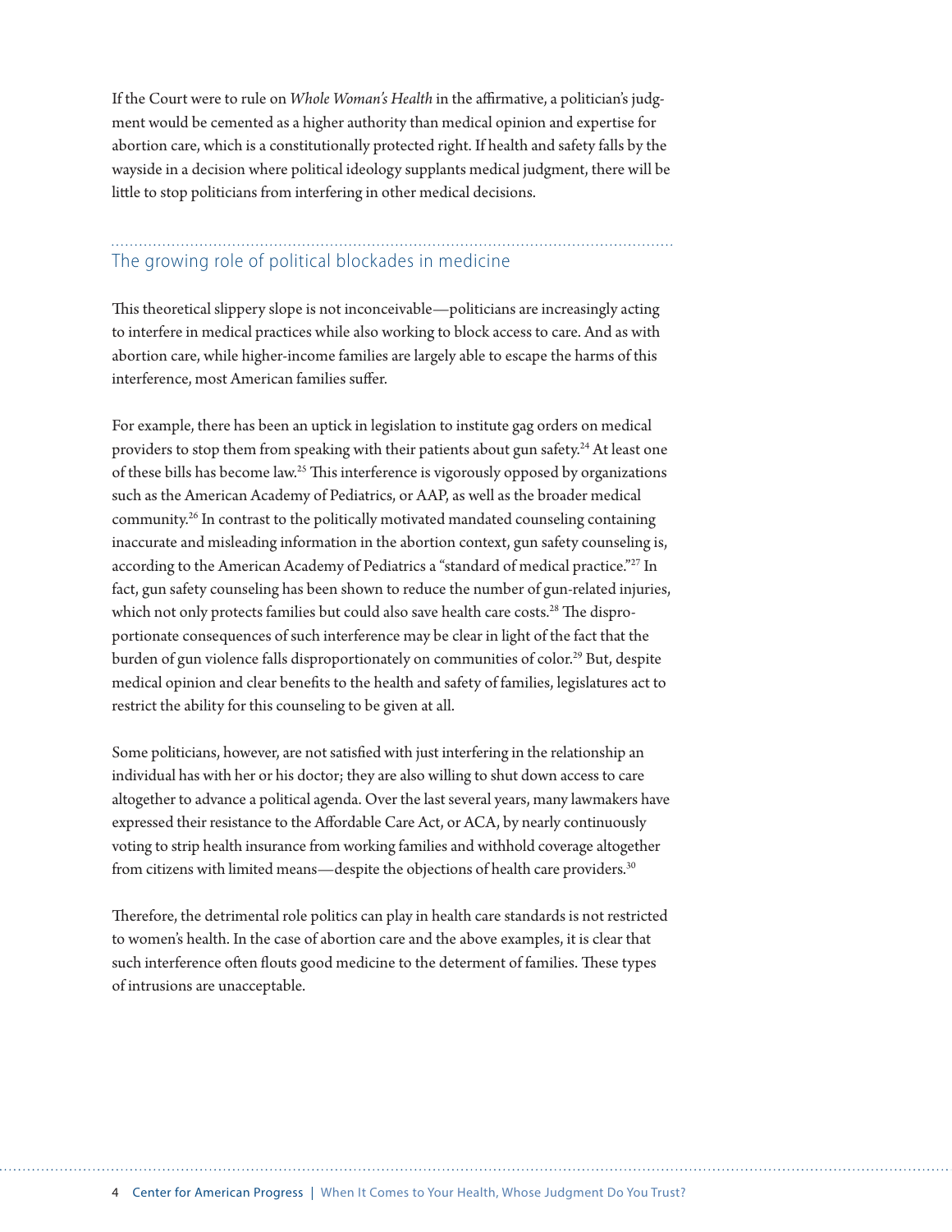If the Court were to rule on *Whole Woman's Health* in the affirmative, a politician's judgment would be cemented as a higher authority than medical opinion and expertise for abortion care, which is a constitutionally protected right. If health and safety falls by the wayside in a decision where political ideology supplants medical judgment, there will be little to stop politicians from interfering in other medical decisions.

## The growing role of political blockades in medicine

This theoretical slippery slope is not inconceivable—politicians are increasingly acting to interfere in medical practices while also working to block access to care. And as with abortion care, while higher-income families are largely able to escape the harms of this interference, most American families suffer.

For example, there has been an uptick in legislation to institute gag orders on medical providers to stop them from speaking with their patients about gun safety.[24] At least one of these bills has become law.[25] This interference is vigorously opposed by organizations such as the American Academy of Pediatrics, or AAP, as well as the broader medical community.[26] In contrast to the politically motivated mandated counseling containing inaccurate and misleading information in the abortion context, gun safety counseling is, according to the American Academy of Pediatrics a "standard of medical practice."[27] In fact, gun safety counseling has been shown to reduce the number of gun-related injuries, which not only protects families but could also save health care costs.[28] The disproportionate consequences of such interference may be clear in light of the fact that the burden of gun violence falls disproportionately on communities of color.[29] But, despite medical opinion and clear benefits to the health and safety of families, legislatures act to restrict the ability for this counseling to be given at all.

Some politicians, however, are not satisfied with just interfering in the relationship an individual has with her or his doctor; they are also willing to shut down access to care altogether to advance a political agenda. Over the last several years, many lawmakers have expressed their resistance to the Affordable Care Act, or ACA, by nearly continuously voting to strip health insurance from working families and withhold coverage altogether from citizens with limited means—despite the objections of health care providers.[30]

Therefore, the detrimental role politics can play in health care standards is not restricted to women's health. In the case of abortion care and the above examples, it is clear that such interference often flouts good medicine to the determent of families. These types of intrusions are unacceptable.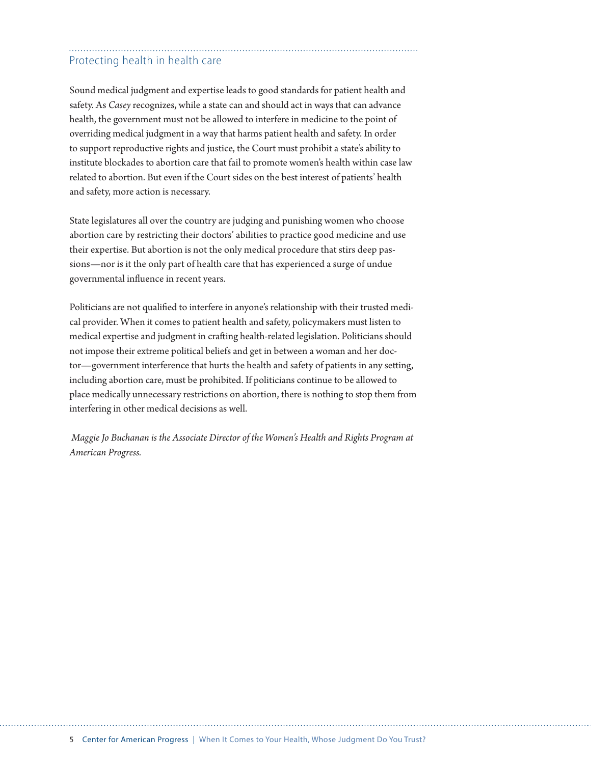## Protecting health in health care

Sound medical judgment and expertise leads to good standards for patient health and safety. As *Casey* recognizes, while a state can and should act in ways that can advance health, the government must not be allowed to interfere in medicine to the point of overriding medical judgment in a way that harms patient health and safety. In order to support reproductive rights and justice, the Court must prohibit a state's ability to institute blockades to abortion care that fail to promote women's health within case law related to abortion. But even if the Court sides on the best interest of patients' health and safety, more action is necessary.

State legislatures all over the country are judging and punishing women who choose abortion care by restricting their doctors' abilities to practice good medicine and use their expertise. But abortion is not the only medical procedure that stirs deep passions—nor is it the only part of health care that has experienced a surge of undue governmental influence in recent years.

Politicians are not qualified to interfere in anyone's relationship with their trusted medical provider. When it comes to patient health and safety, policymakers must listen to medical expertise and judgment in crafting health-related legislation. Politicians should not impose their extreme political beliefs and get in between a woman and her doctor—government interference that hurts the health and safety of patients in any setting, including abortion care, must be prohibited. If politicians continue to be allowed to place medically unnecessary restrictions on abortion, there is nothing to stop them from interfering in other medical decisions as well.

*Maggie Jo Buchanan is the Associate Director of the Women's Health and Rights Program at American Progress.*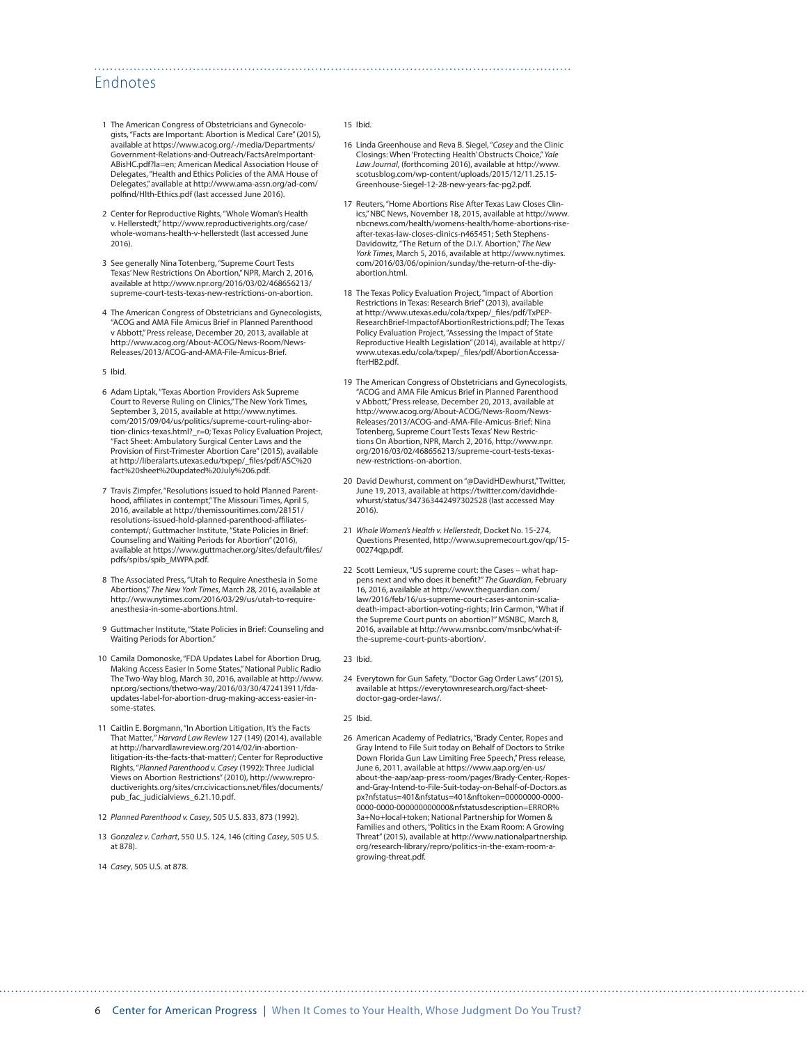## Endnotes

1 The American Congress of Obstetricians and Gynecologists, "Facts are Important: Abortion is Medical Care" (2015), available at https://www.acog.org/-/media/Departments/Government-Relations-and-Outreach/FactsAreImportant-ABisHC.pdf?la=en; American Medical Association House of Delegates, "Health and Ethics Policies of the AMA House of Delegates," available at http://www.ama-assn.org/ad-com/polfind/Hlth-Ethics.pdf (last accessed June 2016).

2 Center for Reproductive Rights, "Whole Woman's Health v. Hellerstedt," http://www.reproductiverights.org/case/whole-womans-health-v-hellerstedt (last accessed June 2016).

3 See generally Nina Totenberg, "Supreme Court Tests Texas' New Restrictions On Abortion," NPR, March 2, 2016, available at http://www.npr.org/2016/03/02/468656213/supreme-court-tests-texas-new-restrictions-on-abortion.

4 The American Congress of Obstetricians and Gynecologists, "ACOG and AMA File Amicus Brief in Planned Parenthood v Abbott," Press release, December 20, 2013, available at http://www.acog.org/About-ACOG/News-Room/News-Releases/2013/ACOG-and-AMA-File-Amicus-Brief.

5 Ibid.

6 Adam Liptak, "Texas Abortion Providers Ask Supreme Court to Reverse Ruling on Clinics," The New York Times, September 3, 2015, available at http://www.nytimes.com/2015/09/04/us/politics/supreme-court-ruling-abortion-clinics-texas.html?_r=0; Texas Policy Evaluation Project, "Fact Sheet: Ambulatory Surgical Center Laws and the Provision of First-Trimester Abortion Care" (2015), available at http://liberalarts.utexas.edu/txpep/_files/pdf/ASC%20fact%20sheet%20updated%20July%206.pdf.

7 Travis Zimpfer, "Resolutions issued to hold Planned Parenthood, affiliates in contempt," The Missouri Times, April 5, 2016, available at http://themissouritimes.com/28151/resolutions-issued-hold-planned-parenthood-affiliates-contempt/; Guttmacher Institute, "State Policies in Brief: Counseling and Waiting Periods for Abortion" (2016), available at https://www.guttmacher.org/sites/default/files/pdfs/spibs/spib_MWPA.pdf.

8 The Associated Press, "Utah to Require Anesthesia in Some Abortions," *The New York Times*, March 28, 2016, available at http://www.nytimes.com/2016/03/29/us/utah-to-require-anesthesia-in-some-abortions.html.

9 Guttmacher Institute, "State Policies in Brief: Counseling and Waiting Periods for Abortion."

10 Camila Domonoske, "FDA Updates Label for Abortion Drug, Making Access Easier In Some States," National Public Radio The Two-Way blog, March 30, 2016, available at http://www.npr.org/sections/thetwo-way/2016/03/30/472413911/fda-updates-label-for-abortion-drug-making-access-easier-in-some-states.

11 Caitlin E. Borgmann, "In Abortion Litigation, It's the Facts That Matter," *Harvard Law Review* 127 (149) (2014), available at http://harvardlawreview.org/2014/02/in-abortion-litigation-its-the-facts-that-matter/; Center for Reproductive Rights, "*Planned Parenthood v. Casey* (1992): Three Judicial Views on Abortion Restrictions" (2010), http://www.reproductiverights.org/sites/crr.civicactions.net/files/documents/pub_fac_judicialviews_6.21.10.pdf.

12 *Planned Parenthood v. Casey*, 505 U.S. 833, 873 (1992).

13 *Gonzalez v. Carhart*, 550 U.S. 124, 146 (citing *Casey*, 505 U.S. at 878).

14 *Casey*, 505 U.S. at 878.

15 Ibid.

16 Linda Greenhouse and Reva B. Siegel, "*Casey* and the Clinic Closings: When 'Protecting Health' Obstructs Choice," *Yale Law Journal*, (forthcoming 2016), available at http://www.scotusblog.com/wp-content/uploads/2015/12/11.25.15-Greenhouse-Siegel-12-28-new-years-fac-pg2.pdf.

17 Reuters, "Home Abortions Rise After Texas Law Closes Clinics," NBC News, November 18, 2015, available at http://www.nbcnews.com/health/womens-health/home-abortions-rise-after-texas-law-closes-clinics-n465451; Seth Stephens-Davidowitz, "The Return of the D.I.Y. Abortion," *The New York Times*, March 5, 2016, available at http://www.nytimes.com/2016/03/06/opinion/sunday/the-return-of-the-diy-abortion.html.

18 The Texas Policy Evaluation Project, "Impact of Abortion Restrictions in Texas: Research Brief" (2013), available at http://www.utexas.edu/cola/txpep/_files/pdf/TxPEP-ResearchBrief-ImpactofAbortionRestrictions.pdf; The Texas Policy Evaluation Project, "Assessing the Impact of State Reproductive Health Legislation" (2014), available at http://www.utexas.edu/cola/txpep/_files/pdf/AbortionAccessafterHB2.pdf.

19 The American Congress of Obstetricians and Gynecologists, "ACOG and AMA File Amicus Brief in Planned Parenthood v Abbott," Press release, December 20, 2013, available at http://www.acog.org/About-ACOG/News-Room/News-Releases/2013/ACOG-and-AMA-File-Amicus-Brief; Nina Totenberg, Supreme Court Tests Texas' New Restrictions On Abortion, NPR, March 2, 2016, http://www.npr.org/2016/03/02/468656213/supreme-court-tests-texas-new-restrictions-on-abortion.

20 David Dewhurst, comment on "@DavidHDewhurst," Twitter, June 19, 2013, available at https://twitter.com/davidhdewhurst/status/347363442497302528 (last accessed May 2016).

21 *Whole Women's Health v. Hellerstedt*, Docket No. 15-274, Questions Presented, http://www.supremecourt.gov/qp/15-00274qp.pdf.

22 Scott Lemieux, "US supreme court: the Cases – what happens next and who does it benefit?" *The Guardian*, February 16, 2016, available at http://www.theguardian.com/law/2016/feb/16/us-supreme-court-cases-antonin-scalia-death-impact-abortion-voting-rights; Irin Carmon, "What if the Supreme Court punts on abortion?" MSNBC, March 8, 2016, available at http://www.msnbc.com/msnbc/what-if-the-supreme-court-punts-abortion/.

23 Ibid.

24 Everytown for Gun Safety, "Doctor Gag Order Laws" (2015), available at https://everytownresearch.org/fact-sheet-doctor-gag-order-laws/.

25 Ibid.

26 American Academy of Pediatrics, "Brady Center, Ropes and Gray Intend to File Suit today on Behalf of Doctors to Strike Down Florida Gun Law Limiting Free Speech," Press release, June 6, 2011, available at https://www.aap.org/en-us/about-the-aap/aap-press-room/pages/Brady-Center,-Ropes-and-Gray-Intend-to-File-Suit-today-on-Behalf-of-Doctors.aspx?nfstatus=401&nfstatus=401&nftoken=00000000-0000-0000-0000-000000000000&nfstatusdescription=ERROR%3a+No+local+token; National Partnership for Women & Families and others, "Politics in the Exam Room: A Growing Threat" (2015), available at http://www.nationalpartnership.org/research-library/repro/politics-in-the-exam-room-a-growing-threat.pdf.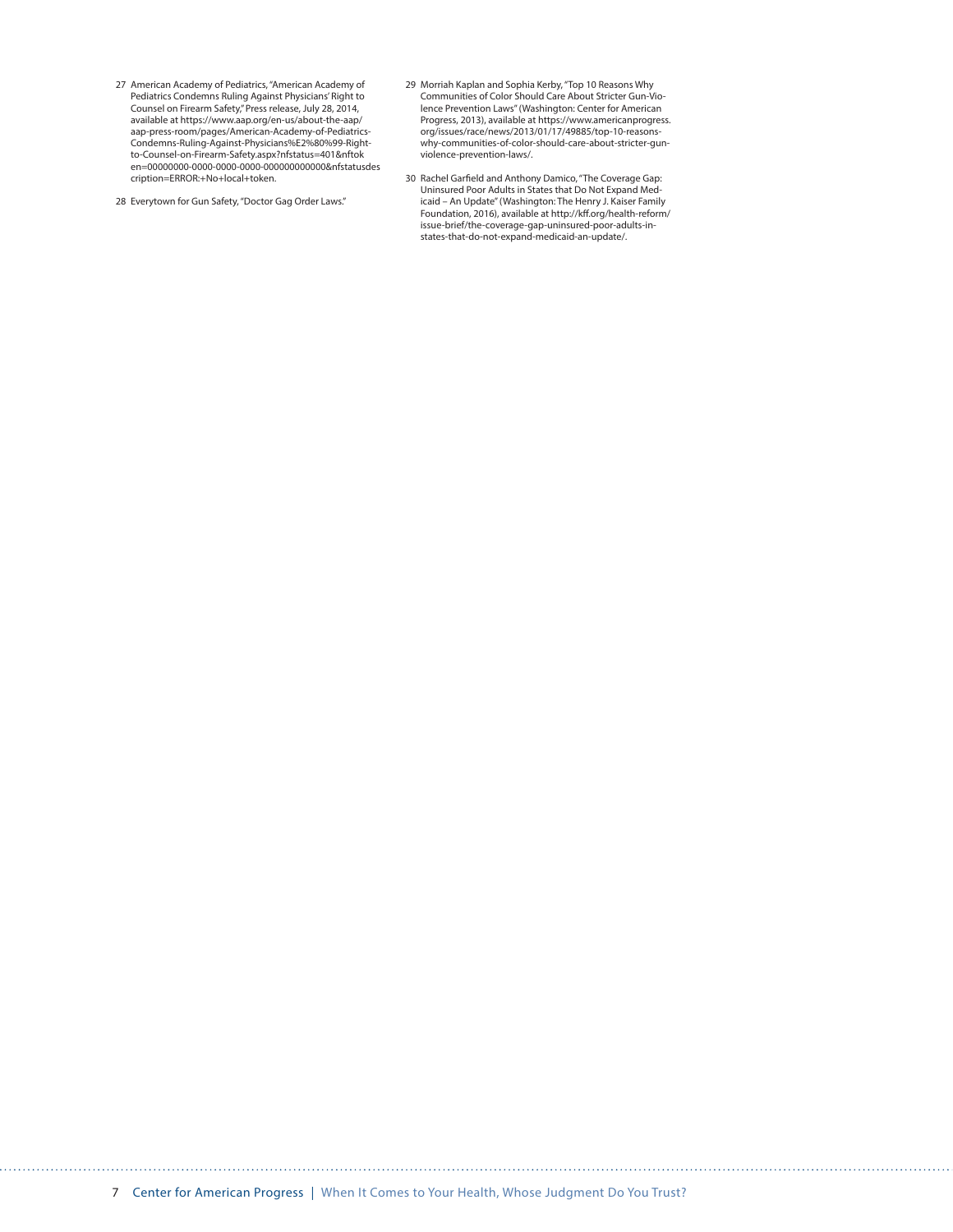27 American Academy of Pediatrics, "American Academy of Pediatrics Condemns Ruling Against Physicians' Right to Counsel on Firearm Safety," Press release, July 28, 2014, available at https://www.aap.org/en-us/about-the-aap/aap-press-room/pages/American-Academy-of-Pediatrics-Condemns-Ruling-Against-Physicians%E2%80%99-Right-to-Counsel-on-Firearm-Safety.aspx?nfstatus=401&nftoken=00000000-0000-0000-0000-000000000000&nfstatusdescription=ERROR:+No+local+token.

28 Everytown for Gun Safety, "Doctor Gag Order Laws."

29 Morriah Kaplan and Sophia Kerby, "Top 10 Reasons Why Communities of Color Should Care About Stricter Gun-Violence Prevention Laws" (Washington: Center for American Progress, 2013), available at https://www.americanprogress.org/issues/race/news/2013/01/17/49885/top-10-reasons-why-communities-of-color-should-care-about-stricter-gun-violence-prevention-laws/.

30 Rachel Garfield and Anthony Damico, "The Coverage Gap: Uninsured Poor Adults in States that Do Not Expand Medicaid – An Update" (Washington: The Henry J. Kaiser Family Foundation, 2016), available at http://kff.org/health-reform/issue-brief/the-coverage-gap-uninsured-poor-adults-in-states-that-do-not-expand-medicaid-an-update/.